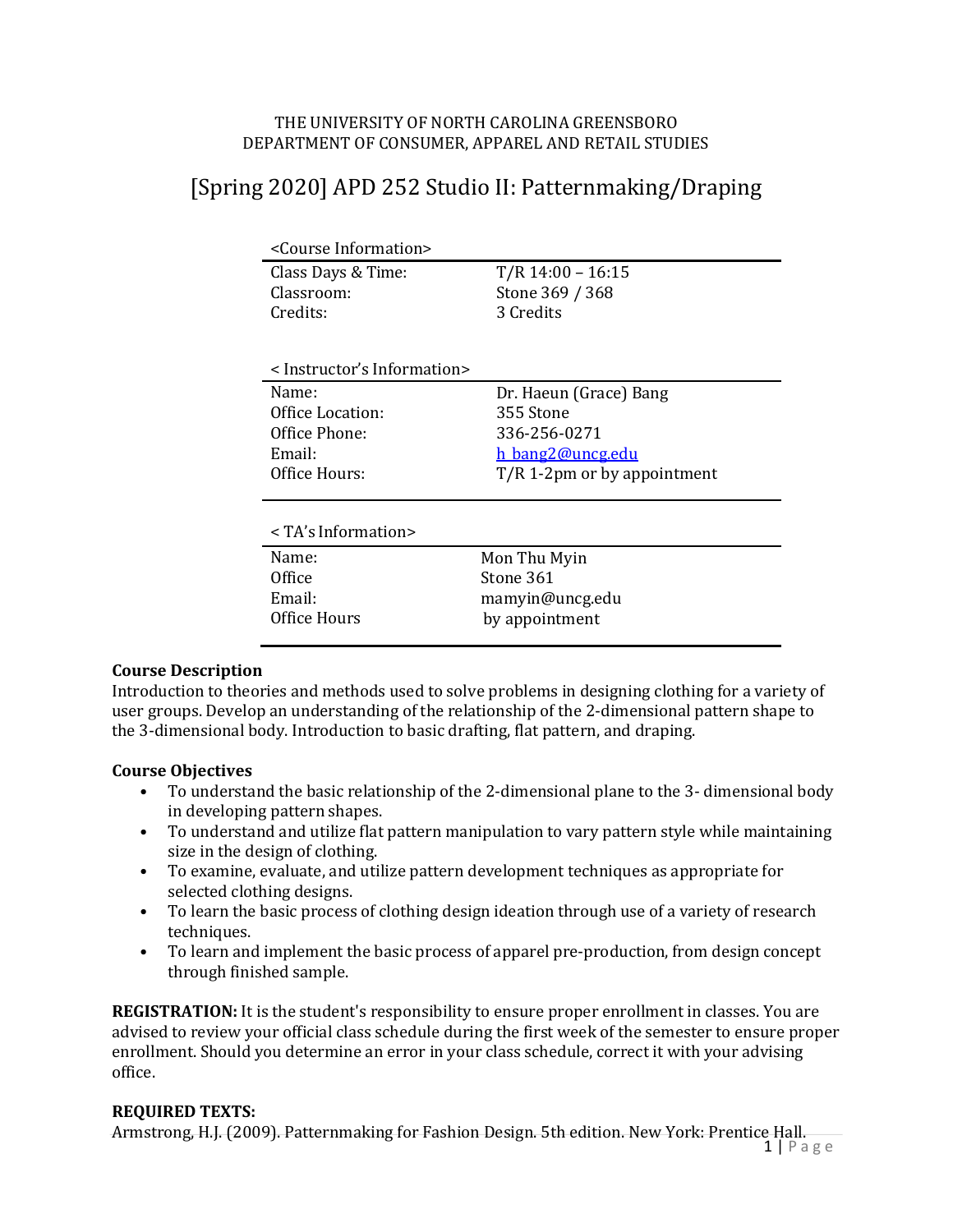THE UNIVERSITY OF NORTH CAROLINA GREENSBORO
DEPARTMENT OF CONSUMER, APPAREL AND RETAIL STUDIES

# [Spring 2020] APD 252 Studio II: Patternmaking/Draping

| <Course Information> | |
|---|---|
| Class Days & Time: | T/R 14:00 – 16:15 |
| Classroom: | Stone 369 / 368 |
| Credits: | 3 Credits |

| < Instructor's Information> | |
|---|---|
| Name: | Dr. Haeun (Grace) Bang |
| Office Location: | 355 Stone |
| Office Phone: | 336-256-0271 |
| Email: | h_bang2@uncg.edu |
| Office Hours: | T/R 1-2pm or by appointment |

| < TA's Information> | |
|---|---|
| Name: | Mon Thu Myin |
| Office | Stone 361 |
| Email: | mamyin@uncg.edu |
| Office Hours | by appointment |

**Course Description**
Introduction to theories and methods used to solve problems in designing clothing for a variety of user groups. Develop an understanding of the relationship of the 2-dimensional pattern shape to the 3-dimensional body. Introduction to basic drafting, flat pattern, and draping.

**Course Objectives**

- To understand the basic relationship of the 2-dimensional plane to the 3- dimensional body in developing pattern shapes.
- To understand and utilize flat pattern manipulation to vary pattern style while maintaining size in the design of clothing.
- To examine, evaluate, and utilize pattern development techniques as appropriate for selected clothing designs.
- To learn the basic process of clothing design ideation through use of a variety of research techniques.
- To learn and implement the basic process of apparel pre-production, from design concept through finished sample.

**REGISTRATION:** It is the student's responsibility to ensure proper enrollment in classes. You are advised to review your official class schedule during the first week of the semester to ensure proper enrollment. Should you determine an error in your class schedule, correct it with your advising office.

**REQUIRED TEXTS:**
Armstrong, H.J. (2009). Patternmaking for Fashion Design. 5th edition. New York: Prentice Hall.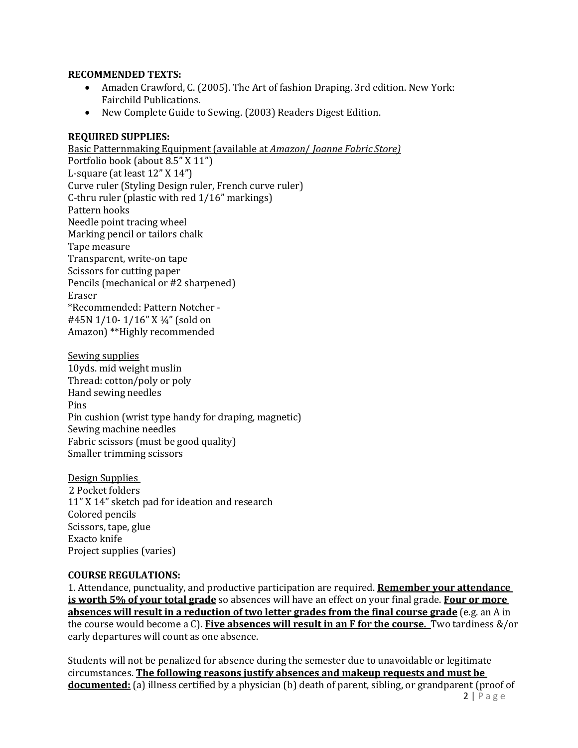**RECOMMENDED TEXTS:**

- Amaden Crawford, C. (2005). The Art of fashion Draping. 3rd edition. New York: Fairchild Publications.
- New Complete Guide to Sewing. (2003) Readers Digest Edition.

**REQUIRED SUPPLIES:**

<u>Basic Patternmaking Equipment (available at *Amazon*/ *Joanne Fabric Store*)</u>
Portfolio book (about 8.5" X 11")
L-square (at least 12" X 14")
Curve ruler (Styling Design ruler, French curve ruler)
C-thru ruler (plastic with red 1/16" markings)
Pattern hooks
Needle point tracing wheel
Marking pencil or tailors chalk
Tape measure
Transparent, write-on tape
Scissors for cutting paper
Pencils (mechanical or #2 sharpened)
Eraser
*Recommended: Pattern Notcher - #45N 1/10- 1/16" X ¼" (sold on Amazon) **Highly recommended

<u>Sewing supplies</u>
10yds. mid weight muslin
Thread: cotton/poly or poly
Hand sewing needles
Pins
Pin cushion (wrist type handy for draping, magnetic)
Sewing machine needles
Fabric scissors (must be good quality)
Smaller trimming scissors

<u>Design Supplies</u>
2 Pocket folders
11" X 14" sketch pad for ideation and research
Colored pencils
Scissors, tape, glue
Exacto knife
Project supplies (varies)

**COURSE REGULATIONS:**

1. Attendance, punctuality, and productive participation are required. **<u>Remember your attendance is worth 5% of your total grade</u>** so absences will have an effect on your final grade. **<u>Four or more absences will result in a reduction of two letter grades from the final course grade</u>** (e.g. an A in the course would become a C). **<u>Five absences will result in an F for the course.</u>** Two tardiness &/or early departures will count as one absence.

Students will not be penalized for absence during the semester due to unavoidable or legitimate circumstances. **<u>The following reasons justify absences and makeup requests and must be documented:</u>** (a) illness certified by a physician (b) death of parent, sibling, or grandparent (proof of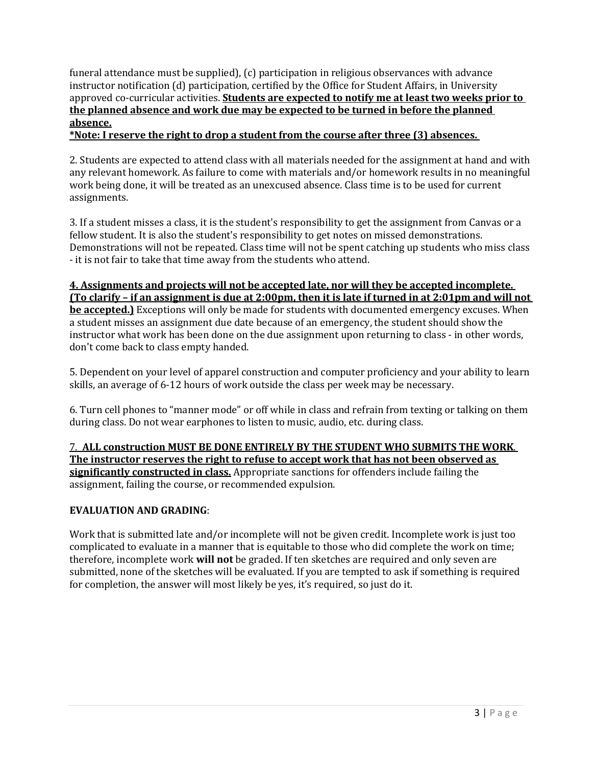funeral attendance must be supplied), (c) participation in religious observances with advance instructor notification (d) participation, certified by the Office for Student Affairs, in University approved co-curricular activities. **Students are expected to notify me at least two weeks prior to the planned absence and work due may be expected to be turned in before the planned absence.**
***Note: I reserve the right to drop a student from the course after three (3) absences.**

2. Students are expected to attend class with all materials needed for the assignment at hand and with any relevant homework. As failure to come with materials and/or homework results in no meaningful work being done, it will be treated as an unexcused absence. Class time is to be used for current assignments.

3. If a student misses a class, it is the student's responsibility to get the assignment from Canvas or a fellow student. It is also the student's responsibility to get notes on missed demonstrations. Demonstrations will not be repeated. Class time will not be spent catching up students who miss class - it is not fair to take that time away from the students who attend.

**4. Assignments and projects will not be accepted late, nor will they be accepted incomplete. (To clarify – if an assignment is due at 2:00pm, then it is late if turned in at 2:01pm and will not be accepted.)** Exceptions will only be made for students with documented emergency excuses. When a student misses an assignment due date because of an emergency, the student should show the instructor what work has been done on the due assignment upon returning to class - in other words, don't come back to class empty handed.

5. Dependent on your level of apparel construction and computer proficiency and your ability to learn skills, an average of 6-12 hours of work outside the class per week may be necessary.

6. Turn cell phones to "manner mode" or off while in class and refrain from texting or talking on them during class. Do not wear earphones to listen to music, audio, etc. during class.

7. **ALL construction MUST BE DONE ENTIRELY BY THE STUDENT WHO SUBMITS THE WORK. The instructor reserves the right to refuse to accept work that has not been observed as significantly constructed in class.** Appropriate sanctions for offenders include failing the assignment, failing the course, or recommended expulsion.

**EVALUATION AND GRADING**:

Work that is submitted late and/or incomplete will not be given credit. Incomplete work is just too complicated to evaluate in a manner that is equitable to those who did complete the work on time; therefore, incomplete work **will not** be graded. If ten sketches are required and only seven are submitted, none of the sketches will be evaluated. If you are tempted to ask if something is required for completion, the answer will most likely be yes, it's required, so just do it.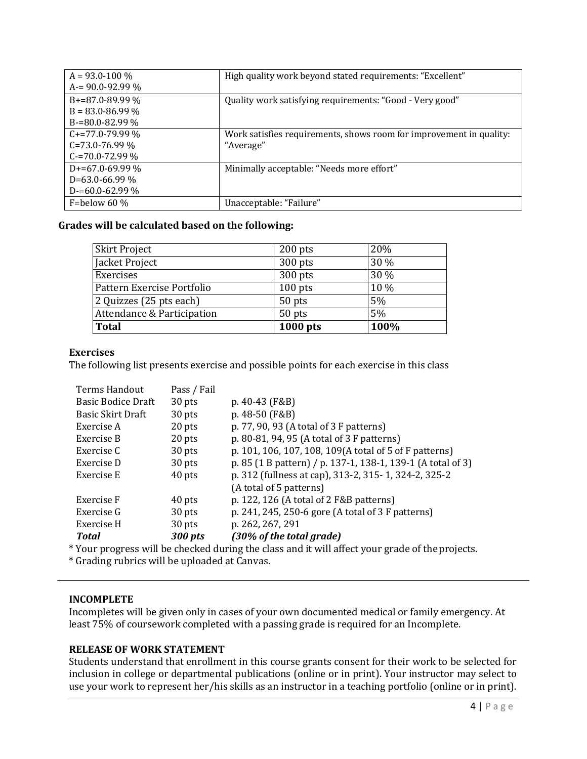| | |
|---|---|
| A = 93.0-100 %<br>A-= 90.0-92.99 % | High quality work beyond stated requirements: "Excellent" |
| B+=87.0-89.99 %<br>B = 83.0-86.99 %<br>B-=80.0-82.99 % | Quality work satisfying requirements: "Good - Very good" |
| C+=77.0-79.99 %<br>C=73.0-76.99 %<br>C-=70.0-72.99 % | Work satisfies requirements, shows room for improvement in quality: "Average" |
| D+=67.0-69.99 %<br>D=63.0-66.99 %<br>D-=60.0-62.99 % | Minimally acceptable: "Needs more effort" |
| F=below 60 % | Unacceptable: "Failure" |

**Grades will be calculated based on the following:**

| | | |
|---|---|---|
| Skirt Project | 200 pts | 20% |
| Jacket Project | 300 pts | 30 % |
| Exercises | 300 pts | 30 % |
| Pattern Exercise Portfolio | 100 pts | 10 % |
| 2 Quizzes (25 pts each) | 50 pts | 5% |
| Attendance & Participation | 50 pts | 5% |
| **Total** | **1000 pts** | **100%** |

**Exercises**

The following list presents exercise and possible points for each exercise in this class

| | | |
|---|---|---|
| Terms Handout | Pass / Fail | |
| Basic Bodice Draft | 30 pts | p. 40-43 (F&B) |
| Basic Skirt Draft | 30 pts | p. 48-50 (F&B) |
| Exercise A | 20 pts | p. 77, 90, 93 (A total of 3 F patterns) |
| Exercise B | 20 pts | p. 80-81, 94, 95 (A total of 3 F patterns) |
| Exercise C | 30 pts | p. 101, 106, 107, 108, 109(A total of 5 of F patterns) |
| Exercise D | 30 pts | p. 85 (1 B pattern) / p. 137-1, 138-1, 139-1 (A total of 3) |
| Exercise E | 40 pts | p. 312 (fullness at cap), 313-2, 315- 1, 324-2, 325-2 (A total of 5 patterns) |
| Exercise F | 40 pts | p. 122, 126 (A total of 2 F&B patterns) |
| Exercise G | 30 pts | p. 241, 245, 250-6 gore (A total of 3 F patterns) |
| Exercise H | 30 pts | p. 262, 267, 291 |
| ***Total*** | ***300 pts*** | ***(30% of the total grade)*** |

* Your progress will be checked during the class and it will affect your grade of the projects.
* Grading rubrics will be uploaded at Canvas.

---

**INCOMPLETE**

Incompletes will be given only in cases of your own documented medical or family emergency. At least 75% of coursework completed with a passing grade is required for an Incomplete.

**RELEASE OF WORK STATEMENT**

Students understand that enrollment in this course grants consent for their work to be selected for inclusion in college or departmental publications (online or in print). Your instructor may select to use your work to represent her/his skills as an instructor in a teaching portfolio (online or in print).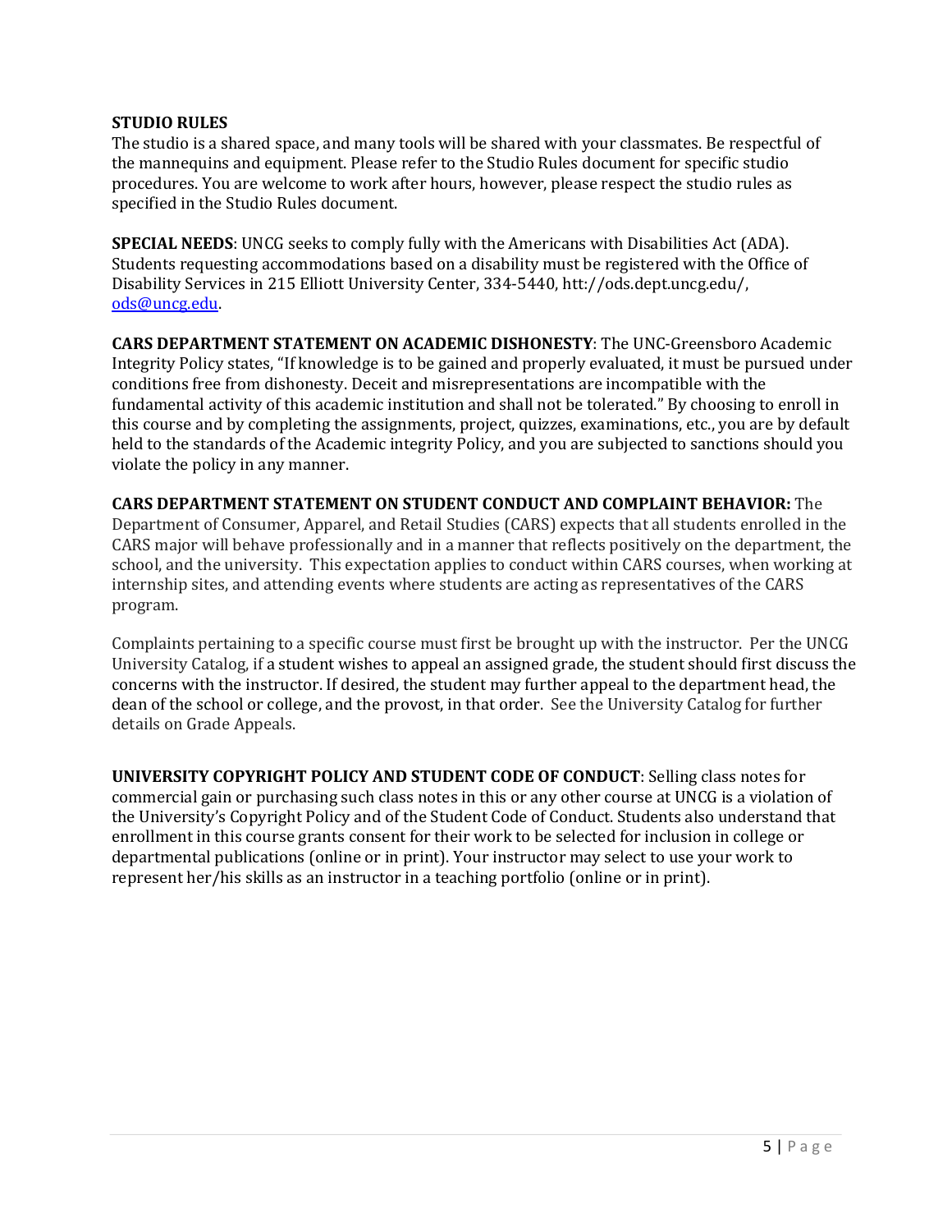**STUDIO RULES**
The studio is a shared space, and many tools will be shared with your classmates. Be respectful of the mannequins and equipment. Please refer to the Studio Rules document for specific studio procedures. You are welcome to work after hours, however, please respect the studio rules as specified in the Studio Rules document.

**SPECIAL NEEDS**: UNCG seeks to comply fully with the Americans with Disabilities Act (ADA). Students requesting accommodations based on a disability must be registered with the Office of Disability Services in 215 Elliott University Center, 334-5440, htt://ods.dept.uncg.edu/, ods@uncg.edu.

**CARS DEPARTMENT STATEMENT ON ACADEMIC DISHONESTY**: The UNC-Greensboro Academic Integrity Policy states, "If knowledge is to be gained and properly evaluated, it must be pursued under conditions free from dishonesty. Deceit and misrepresentations are incompatible with the fundamental activity of this academic institution and shall not be tolerated." By choosing to enroll in this course and by completing the assignments, project, quizzes, examinations, etc., you are by default held to the standards of the Academic integrity Policy, and you are subjected to sanctions should you violate the policy in any manner.

**CARS DEPARTMENT STATEMENT ON STUDENT CONDUCT AND COMPLAINT BEHAVIOR:** The Department of Consumer, Apparel, and Retail Studies (CARS) expects that all students enrolled in the CARS major will behave professionally and in a manner that reflects positively on the department, the school, and the university. This expectation applies to conduct within CARS courses, when working at internship sites, and attending events where students are acting as representatives of the CARS program.

Complaints pertaining to a specific course must first be brought up with the instructor. Per the UNCG University Catalog, if a student wishes to appeal an assigned grade, the student should first discuss the concerns with the instructor. If desired, the student may further appeal to the department head, the dean of the school or college, and the provost, in that order. See the University Catalog for further details on Grade Appeals.

**UNIVERSITY COPYRIGHT POLICY AND STUDENT CODE OF CONDUCT**: Selling class notes for commercial gain or purchasing such class notes in this or any other course at UNCG is a violation of the University's Copyright Policy and of the Student Code of Conduct. Students also understand that enrollment in this course grants consent for their work to be selected for inclusion in college or departmental publications (online or in print). Your instructor may select to use your work to represent her/his skills as an instructor in a teaching portfolio (online or in print).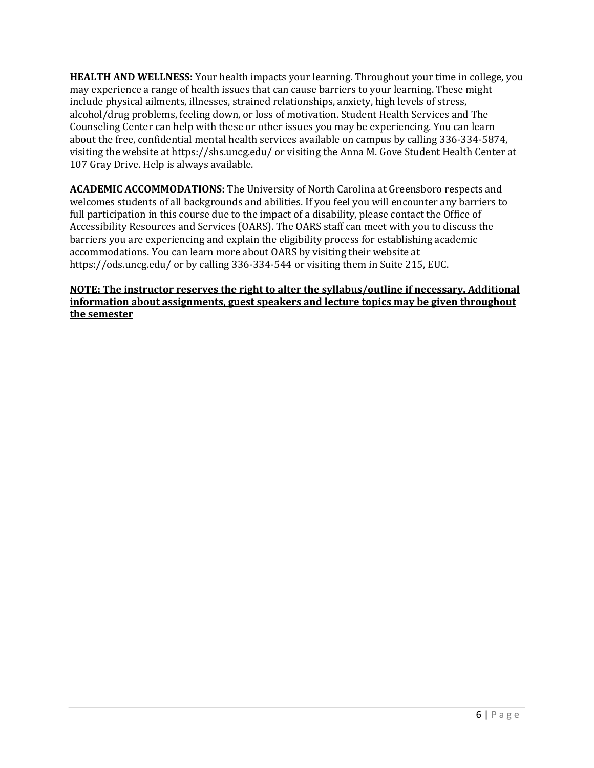**HEALTH AND WELLNESS:** Your health impacts your learning. Throughout your time in college, you may experience a range of health issues that can cause barriers to your learning. These might include physical ailments, illnesses, strained relationships, anxiety, high levels of stress, alcohol/drug problems, feeling down, or loss of motivation. Student Health Services and The Counseling Center can help with these or other issues you may be experiencing. You can learn about the free, confidential mental health services available on campus by calling 336-334-5874, visiting the website at https://shs.uncg.edu/ or visiting the Anna M. Gove Student Health Center at 107 Gray Drive. Help is always available.

**ACADEMIC ACCOMMODATIONS:** The University of North Carolina at Greensboro respects and welcomes students of all backgrounds and abilities. If you feel you will encounter any barriers to full participation in this course due to the impact of a disability, please contact the Office of Accessibility Resources and Services (OARS). The OARS staff can meet with you to discuss the barriers you are experiencing and explain the eligibility process for establishing academic accommodations. You can learn more about OARS by visiting their website at https://ods.uncg.edu/ or by calling 336-334-544 or visiting them in Suite 215, EUC.

<u>**NOTE: The instructor reserves the right to alter the syllabus/outline if necessary. Additional information about assignments, guest speakers and lecture topics may be given throughout the semester**</u>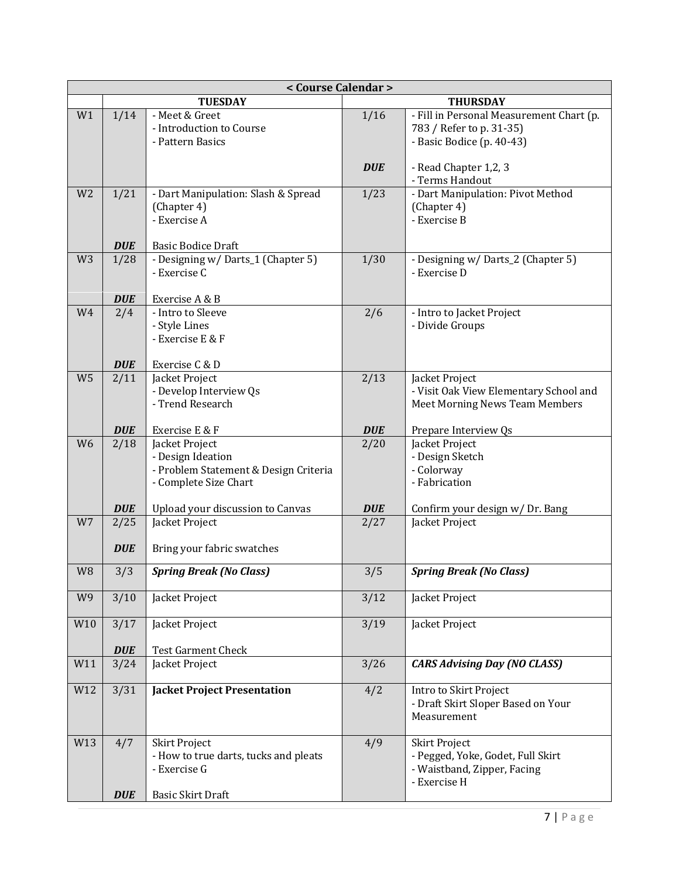| < Course Calendar > | | | | |
|---|---|---|---|---|
| | TUESDAY | | THURSDAY | |
| W1 | 1/14 | - Meet & Greet<br>- Introduction to Course<br>- Pattern Basics | 1/16<br><br>***DUE*** | - Fill in Personal Measurement Chart (p. 783 / Refer to p. 31-35)<br>- Basic Bodice (p. 40-43)<br><br>- Read Chapter 1,2, 3<br>- Terms Handout |
| W2 | 1/21<br><br>***DUE*** | - Dart Manipulation: Slash & Spread (Chapter 4)<br>- Exercise A<br><br>Basic Bodice Draft | 1/23 | - Dart Manipulation: Pivot Method (Chapter 4)<br>- Exercise B |
| W3 | 1/28<br><br>***DUE*** | - Designing w/ Darts_1 (Chapter 5)<br>- Exercise C<br><br>Exercise A & B | 1/30 | - Designing w/ Darts_2 (Chapter 5)<br>- Exercise D |
| W4 | 2/4<br><br>***DUE*** | - Intro to Sleeve<br>- Style Lines<br>- Exercise E & F<br><br>Exercise C & D | 2/6 | - Intro to Jacket Project<br>- Divide Groups |
| W5 | 2/11<br><br>***DUE*** | Jacket Project<br>- Develop Interview Qs<br>- Trend Research<br><br>Exercise E & F | 2/13<br><br>***DUE*** | Jacket Project<br>- Visit Oak View Elementary School and Meet Morning News Team Members<br><br>Prepare Interview Qs |
| W6 | 2/18<br><br>***DUE*** | Jacket Project<br>- Design Ideation<br>- Problem Statement & Design Criteria<br>- Complete Size Chart<br><br>Upload your discussion to Canvas | 2/20<br><br>***DUE*** | Jacket Project<br>- Design Sketch<br>- Colorway<br>- Fabrication<br><br>Confirm your design w/ Dr. Bang |
| W7 | 2/25<br><br>***DUE*** | Jacket Project<br><br>Bring your fabric swatches | 2/27 | Jacket Project |
| W8 | 3/3 | ***Spring Break (No Class)*** | 3/5 | ***Spring Break (No Class)*** |
| W9 | 3/10 | Jacket Project | 3/12 | Jacket Project |
| W10 | 3/17<br><br>***DUE*** | Jacket Project<br><br>Test Garment Check | 3/19 | Jacket Project |
| W11 | 3/24 | Jacket Project | 3/26 | ***CARS Advising Day (NO CLASS)*** |
| W12 | 3/31 | **Jacket Project Presentation** | 4/2 | Intro to Skirt Project<br>- Draft Skirt Sloper Based on Your Measurement |
| W13 | 4/7<br><br>***DUE*** | Skirt Project<br>- How to true darts, tucks and pleats<br>- Exercise G<br><br>Basic Skirt Draft | 4/9 | Skirt Project<br>- Pegged, Yoke, Godet, Full Skirt<br>- Waistband, Zipper, Facing<br>- Exercise H |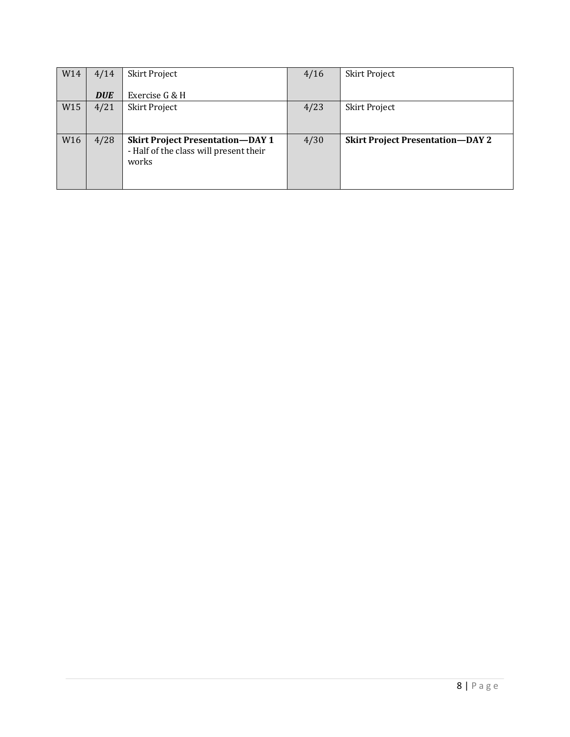| | | | | |
|---|---|---|---|---|
| W14 | 4/14<br><br>***DUE*** | Skirt Project<br><br>Exercise G & H | 4/16 | Skirt Project |
| W15 | 4/21 | Skirt Project | 4/23 | Skirt Project |
| W16 | 4/28 | **Skirt Project Presentation—DAY 1**<br>- Half of the class will present their works | 4/30 | **Skirt Project Presentation—DAY 2** |